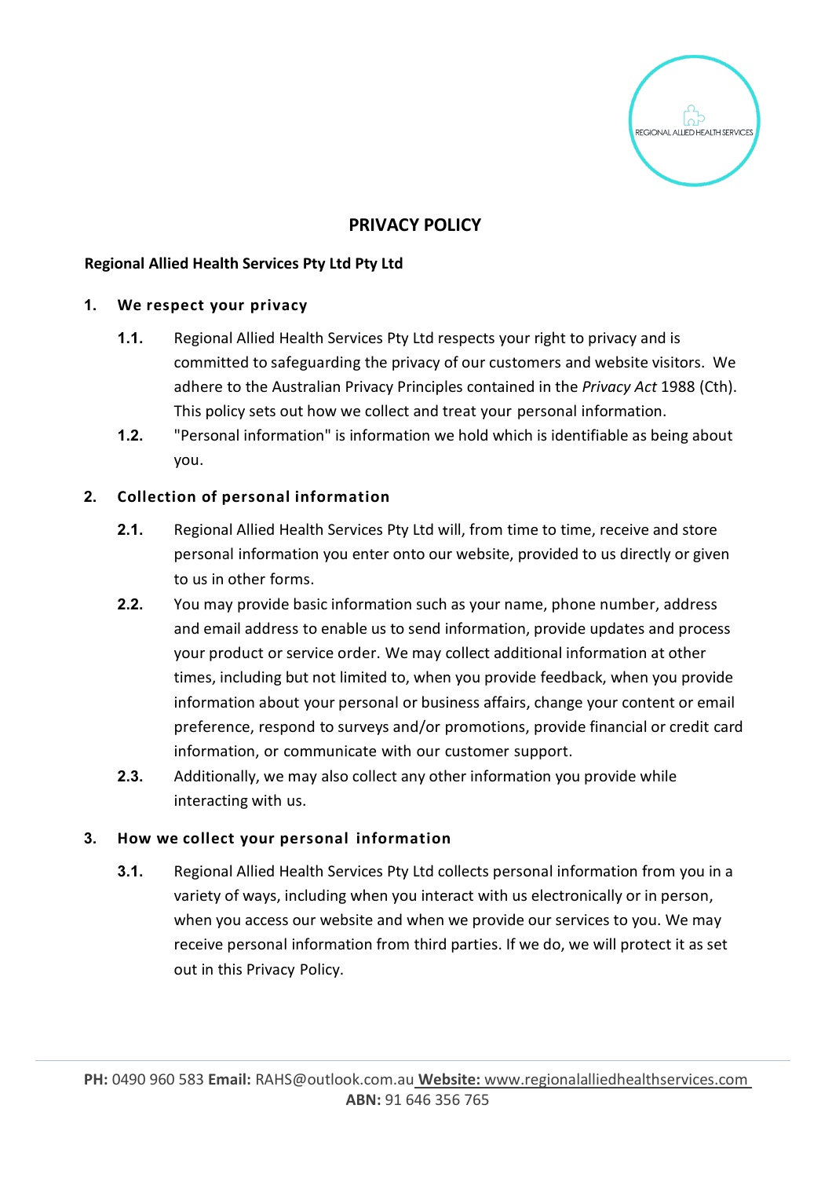# PRIVACY POLICY

**Regional Allied Health Services Pty Ltd Pty Ltd**

## 1. We respect your privacy

**1.1.** Regional Allied Health Services Pty Ltd respects your right to privacy and is committed to safeguarding the privacy of our customers and website visitors. We adhere to the Australian Privacy Principles contained in the *Privacy Act* 1988 (Cth). This policy sets out how we collect and treat your personal information.

**1.2.** "Personal information" is information we hold which is identifiable as being about you.

## 2. Collection of personal information

**2.1.** Regional Allied Health Services Pty Ltd will, from time to time, receive and store personal information you enter onto our website, provided to us directly or given to us in other forms.

**2.2.** You may provide basic information such as your name, phone number, address and email address to enable us to send information, provide updates and process your product or service order. We may collect additional information at other times, including but not limited to, when you provide feedback, when you provide information about your personal or business affairs, change your content or email preference, respond to surveys and/or promotions, provide financial or credit card information, or communicate with our customer support.

**2.3.** Additionally, we may also collect any other information you provide while interacting with us.

## 3. How we collect your personal information

**3.1.** Regional Allied Health Services Pty Ltd collects personal information from you in a variety of ways, including when you interact with us electronically or in person, when you access our website and when we provide our services to you. We may receive personal information from third parties. If we do, we will protect it as set out in this Privacy Policy.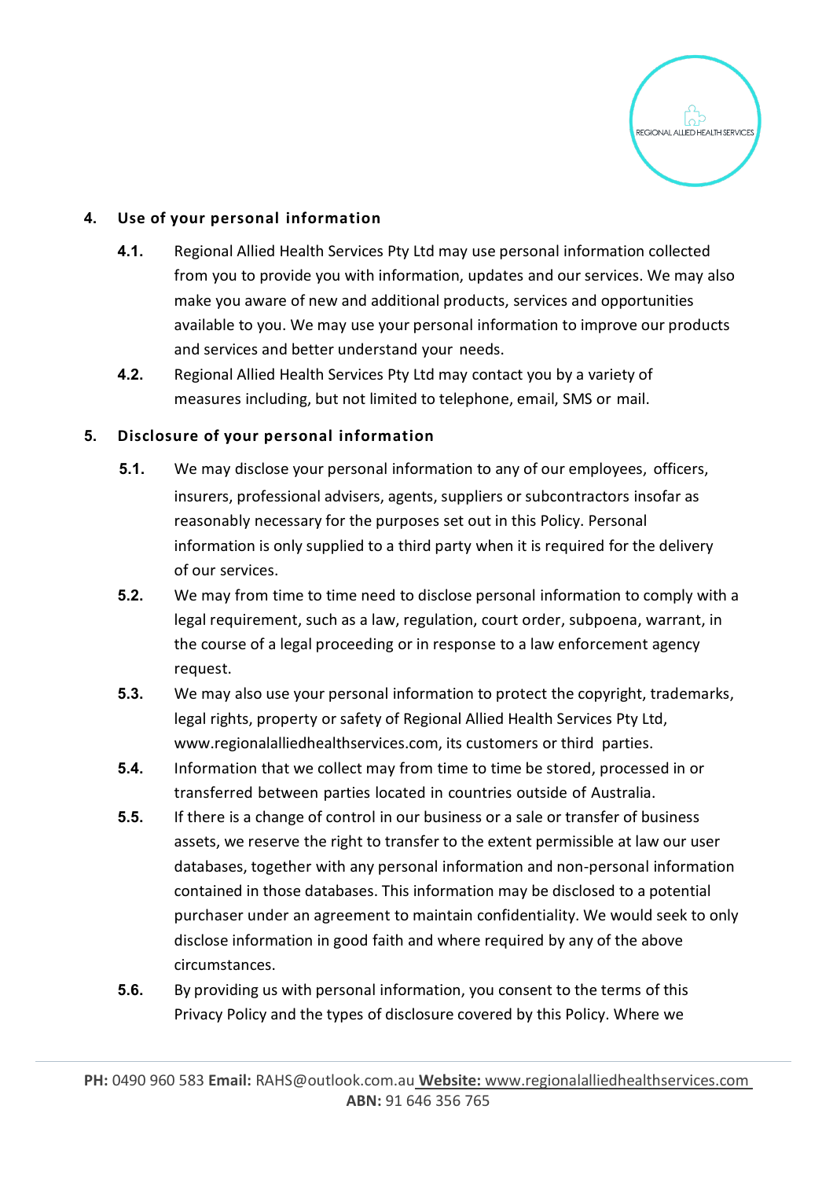## 4. Use of your personal information

**4.1.** Regional Allied Health Services Pty Ltd may use personal information collected from you to provide you with information, updates and our services. We may also make you aware of new and additional products, services and opportunities available to you. We may use your personal information to improve our products and services and better understand your needs.

**4.2.** Regional Allied Health Services Pty Ltd may contact you by a variety of measures including, but not limited to telephone, email, SMS or mail.

## 5. Disclosure of your personal information

**5.1.** We may disclose your personal information to any of our employees, officers, insurers, professional advisers, agents, suppliers or subcontractors insofar as reasonably necessary for the purposes set out in this Policy. Personal information is only supplied to a third party when it is required for the delivery of our services.

**5.2.** We may from time to time need to disclose personal information to comply with a legal requirement, such as a law, regulation, court order, subpoena, warrant, in the course of a legal proceeding or in response to a law enforcement agency request.

**5.3.** We may also use your personal information to protect the copyright, trademarks, legal rights, property or safety of Regional Allied Health Services Pty Ltd, www.regionalalliedhealthservices.com, its customers or third parties.

**5.4.** Information that we collect may from time to time be stored, processed in or transferred between parties located in countries outside of Australia.

**5.5.** If there is a change of control in our business or a sale or transfer of business assets, we reserve the right to transfer to the extent permissible at law our user databases, together with any personal information and non-personal information contained in those databases. This information may be disclosed to a potential purchaser under an agreement to maintain confidentiality. We would seek to only disclose information in good faith and where required by any of the above circumstances.

**5.6.** By providing us with personal information, you consent to the terms of this Privacy Policy and the types of disclosure covered by this Policy. Where we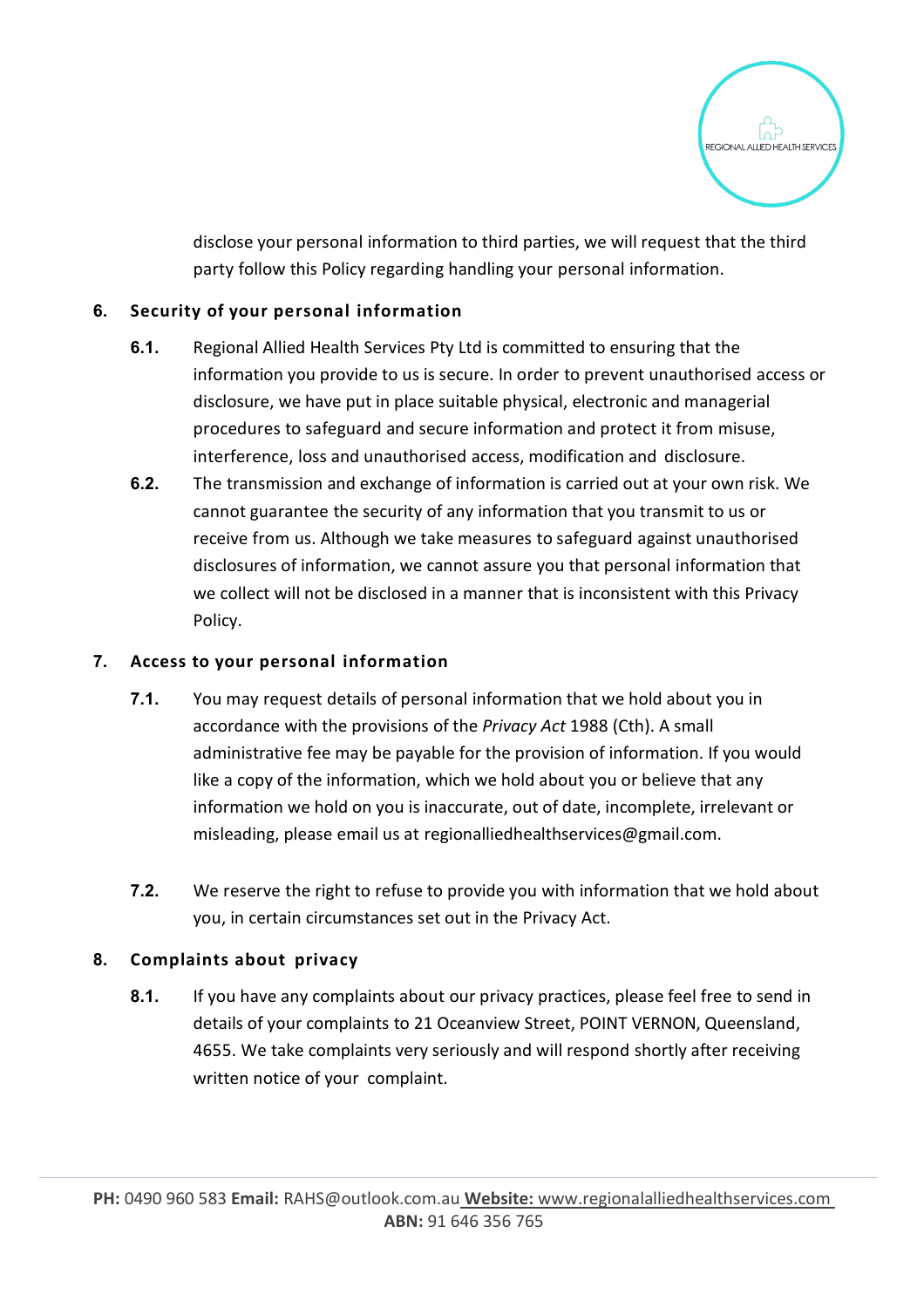disclose your personal information to third parties, we will request that the third party follow this Policy regarding handling your personal information.

## 6. Security of your personal information

**6.1.** Regional Allied Health Services Pty Ltd is committed to ensuring that the information you provide to us is secure. In order to prevent unauthorised access or disclosure, we have put in place suitable physical, electronic and managerial procedures to safeguard and secure information and protect it from misuse, interference, loss and unauthorised access, modification and disclosure.

**6.2.** The transmission and exchange of information is carried out at your own risk. We cannot guarantee the security of any information that you transmit to us or receive from us. Although we take measures to safeguard against unauthorised disclosures of information, we cannot assure you that personal information that we collect will not be disclosed in a manner that is inconsistent with this Privacy Policy.

## 7. Access to your personal information

**7.1.** You may request details of personal information that we hold about you in accordance with the provisions of the *Privacy Act* 1988 (Cth). A small administrative fee may be payable for the provision of information. If you would like a copy of the information, which we hold about you or believe that any information we hold on you is inaccurate, out of date, incomplete, irrelevant or misleading, please email us at regionalliedhealthservices@gmail.com.

**7.2.** We reserve the right to refuse to provide you with information that we hold about you, in certain circumstances set out in the Privacy Act.

## 8. Complaints about privacy

**8.1.** If you have any complaints about our privacy practices, please feel free to send in details of your complaints to 21 Oceanview Street, POINT VERNON, Queensland, 4655. We take complaints very seriously and will respond shortly after receiving written notice of your complaint.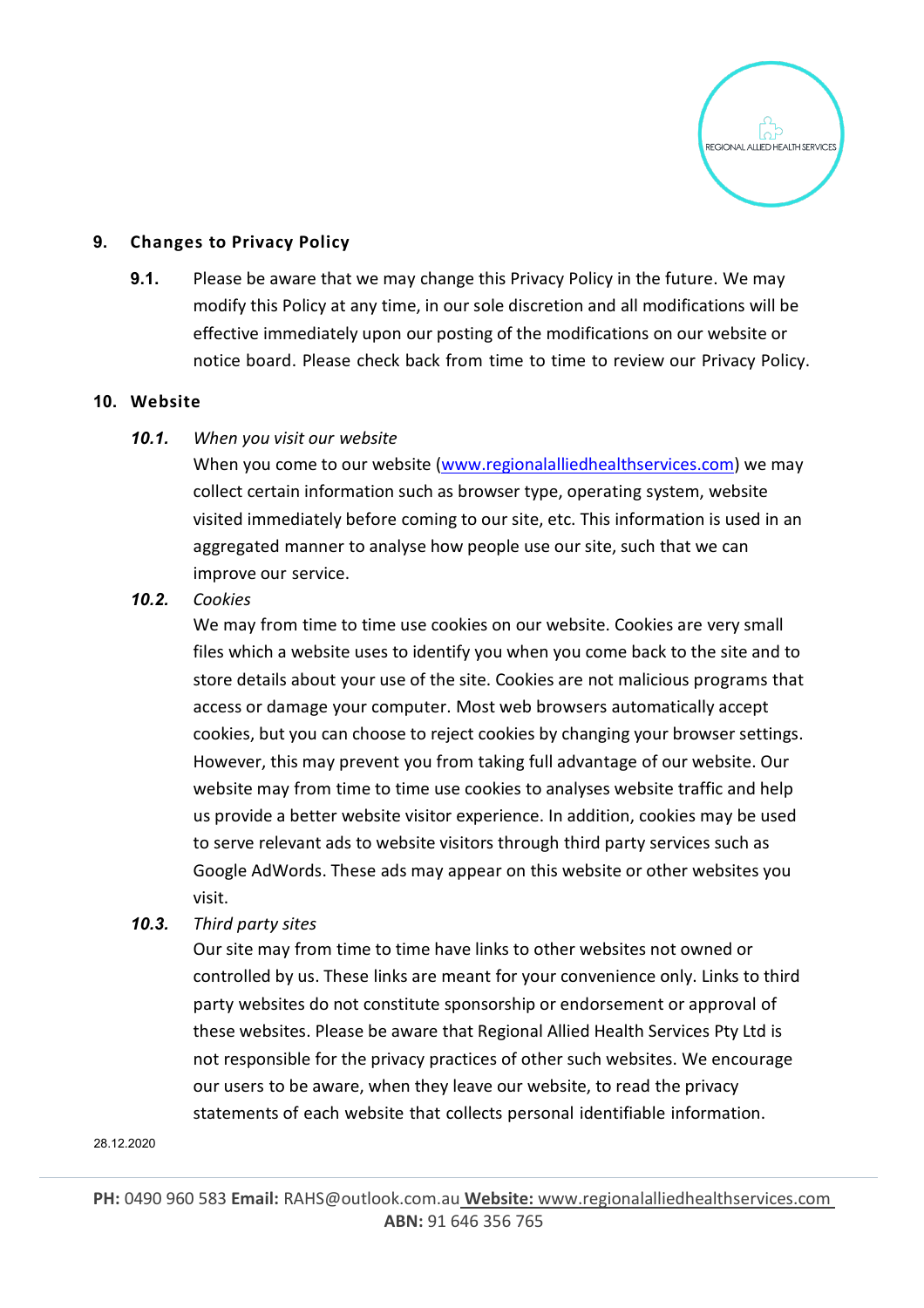## 9. Changes to Privacy Policy

**9.1.** Please be aware that we may change this Privacy Policy in the future. We may modify this Policy at any time, in our sole discretion and all modifications will be effective immediately upon our posting of the modifications on our website or notice board. Please check back from time to time to review our Privacy Policy.

## 10. Website

***10.1.*** *When you visit our website*

When you come to our website ([www.regionalalliedhealthservices.com](http://www.regionalalliedhealthservices.com)) we may collect certain information such as browser type, operating system, website visited immediately before coming to our site, etc. This information is used in an aggregated manner to analyse how people use our site, such that we can improve our service.

***10.2.*** *Cookies*

We may from time to time use cookies on our website. Cookies are very small files which a website uses to identify you when you come back to the site and to store details about your use of the site. Cookies are not malicious programs that access or damage your computer. Most web browsers automatically accept cookies, but you can choose to reject cookies by changing your browser settings. However, this may prevent you from taking full advantage of our website. Our website may from time to time use cookies to analyses website traffic and help us provide a better website visitor experience. In addition, cookies may be used to serve relevant ads to website visitors through third party services such as Google AdWords. These ads may appear on this website or other websites you visit.

***10.3.*** *Third party sites*

Our site may from time to time have links to other websites not owned or controlled by us. These links are meant for your convenience only. Links to third party websites do not constitute sponsorship or endorsement or approval of these websites. Please be aware that Regional Allied Health Services Pty Ltd is not responsible for the privacy practices of other such websites. We encourage our users to be aware, when they leave our website, to read the privacy statements of each website that collects personal identifiable information.

28.12.2020